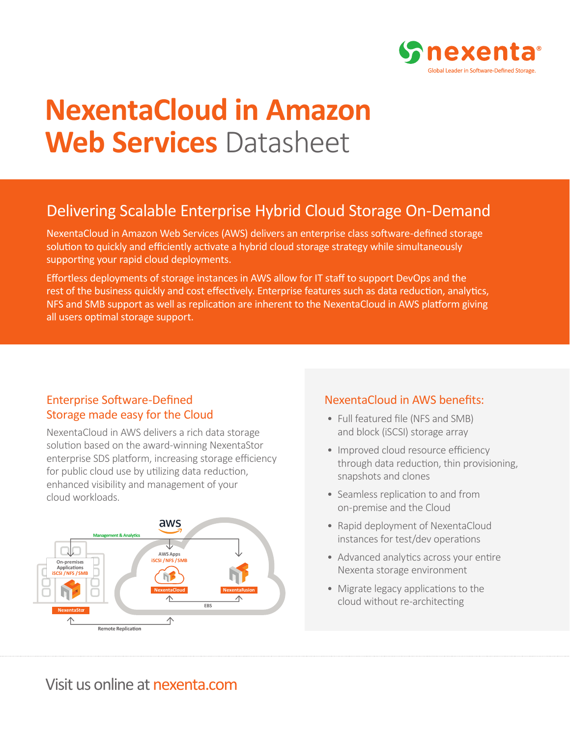# NexentaCloud in Amazon Web Services Datasheet

## Delivering Scalable Enterprise Hybrid Cloud Storage On-Demand

NexentaCloud in Amazon Web Services (AWS) delivers an enterprise class software-defined storage solution to quickly and efficiently activate a hybrid cloud storage strategy while simultaneously supporting your rapid cloud deployments.

Effortless deployments of storage instances in AWS allow for IT staff to support DevOps and the rest of the business quickly and cost effectively. Enterprise features such as data reduction, analytics, NFS and SMB support as well as replication are inherent to the NexentaCloud in AWS platform giving all users optimal storage support.

### Enterprise Software-Defined Storage made easy for the Cloud

NexentaCloud in AWS delivers a rich data storage solution based on the award-winning NexentaStor enterprise SDS platform, increasing storage efficiency for public cloud use by utilizing data reduction, enhanced visibility and management of your cloud workloads.

### NexentaCloud in AWS benefits:

- Full featured file (NFS and SMB) and block (iSCSI) storage array
- Improved cloud resource efficiency through data reduction, thin provisioning, snapshots and clones
- Seamless replication to and from on-premise and the Cloud
- Rapid deployment of NexentaCloud instances for test/dev operations
- Advanced analytics across your entire Nexenta storage environment
- Migrate legacy applications to the cloud without re-architecting

Visit us online at nexenta.com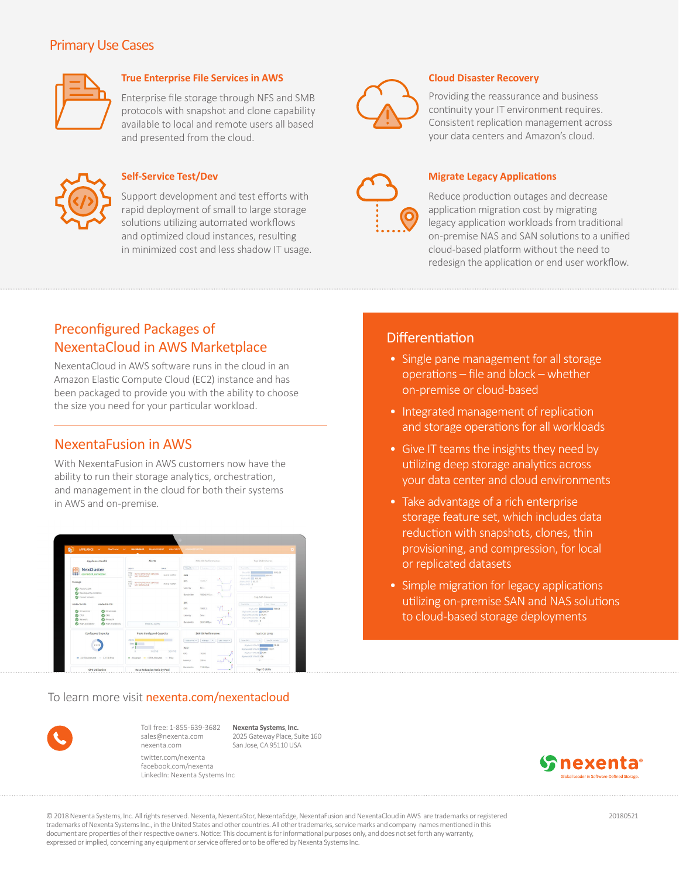## Primary Use Cases

### True Enterprise File Services in AWS

Enterprise file storage through NFS and SMB protocols with snapshot and clone capability available to local and remote users all based and presented from the cloud.

### Self-Service Test/Dev

Support development and test efforts with rapid deployment of small to large storage solutions utilizing automated workflows and optimized cloud instances, resulting in minimized cost and less shadow IT usage.

### Cloud Disaster Recovery

Providing the reassurance and business continuity your IT environment requires. Consistent replication management across your data centers and Amazon's cloud.

### Migrate Legacy Applications

Reduce production outages and decrease application migration cost by migrating legacy application workloads from traditional on-premise NAS and SAN solutions to a unified cloud-based platform without the need to redesign the application or end user workflow.

## Preconfigured Packages of NexentaCloud in AWS Marketplace

NexentaCloud in AWS software runs in the cloud in an Amazon Elastic Compute Cloud (EC2) instance and has been packaged to provide you with the ability to choose the size you need for your particular workload.

## NexentaFusion in AWS

With NexentaFusion in AWS customers now have the ability to run their storage analytics, orchestration, and management in the cloud for both their systems in AWS and on-premise.

## Differentiation

- Single pane management for all storage operations – file and block – whether on-premise or cloud-based
- Integrated management of replication and storage operations for all workloads
- Give IT teams the insights they need by utilizing deep storage analytics across your data center and cloud environments
- Take advantage of a rich enterprise storage feature set, which includes data reduction with snapshots, clones, thin provisioning, and compression, for local or replicated datasets
- Simple migration for legacy applications utilizing on-premise SAN and NAS solutions to cloud-based storage deployments

To learn more visit nexenta.com/nexentacloud

Toll free: 1-855-639-3682
sales@nexenta.com
nexenta.com

twitter.com/nexenta
facebook.com/nexenta
LinkedIn: Nexenta Systems Inc

**Nexenta Systems, Inc.**
2025 Gateway Place, Suite 160
San Jose, CA 95110 USA

nexenta®
Global Leader in Software-Defined Storage.

© 2018 Nexenta Systems, Inc. All rights reserved. Nexenta, NexentaStor, NexentaEdge, NexentaFusion and NexentaCloud in AWS are trademarks or registered trademarks of Nexenta Systems Inc., in the United States and other countries. All other trademarks, service marks and company names mentioned in this document are properties of their respective owners. Notice: This document is for informational purposes only, and does not set forth any warranty, expressed or implied, concerning any equipment or service offered or to be offered by Nexenta Systems Inc.

20180521